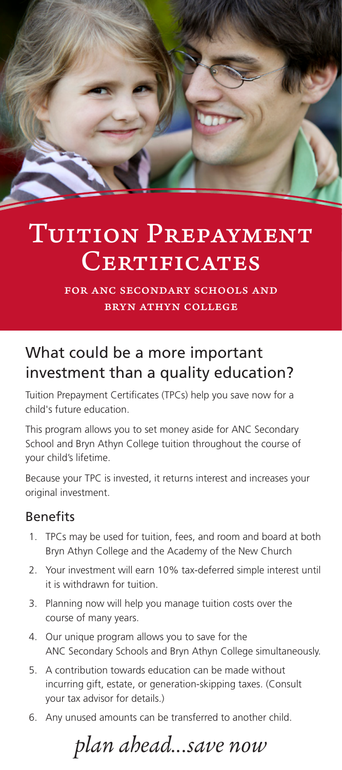# Tuition Prepayment Certificates

**FOR ANC SECONDARY SCHOOLS AND BRYN ATHYN COLLEGE**

## What could be a more important investment than a quality education?

Tuition Prepayment Certificates (TPCs) help you save now for a child's future education.

This program allows you to set money aside for ANC Secondary School and Bryn Athyn College tuition throughout the course of your child's lifetime.

Because your TPC is invested, it returns interest and increases your original investment.

### Benefits

1. TPCs may be used for tuition, fees, and room and board at both Bryn Athyn College and the Academy of the New Church
2. Your investment will earn 10% tax-deferred simple interest until it is withdrawn for tuition.
3. Planning now will help you manage tuition costs over the course of many years.
4. Our unique program allows you to save for the ANC Secondary Schools and Bryn Athyn College simultaneously.
5. A contribution towards education can be made without incurring gift, estate, or generation-skipping taxes. (Consult your tax advisor for details.)
6. Any unused amounts can be transferred to another child.

*plan ahead...save now*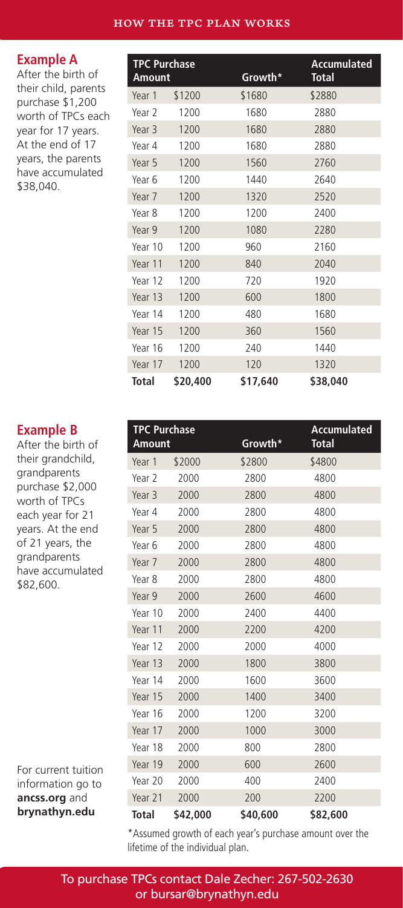## HOW THE TPC PLAN WORKS

### Example A

After the birth of their child, parents purchase $1,200 worth of TPCs each year for 17 years. At the end of 17 years, the parents have accumulated $38,040.

| TPC Purchase | Amount | Growth* | Accumulated Total |
|---|---|---|---|
| Year 1 | $1200 | $1680 | $2880 |
| Year 2 | 1200 | 1680 | 2880 |
| Year 3 | 1200 | 1680 | 2880 |
| Year 4 | 1200 | 1680 | 2880 |
| Year 5 | 1200 | 1560 | 2760 |
| Year 6 | 1200 | 1440 | 2640 |
| Year 7 | 1200 | 1320 | 2520 |
| Year 8 | 1200 | 1200 | 2400 |
| Year 9 | 1200 | 1080 | 2280 |
| Year 10 | 1200 | 960 | 2160 |
| Year 11 | 1200 | 840 | 2040 |
| Year 12 | 1200 | 720 | 1920 |
| Year 13 | 1200 | 600 | 1800 |
| Year 14 | 1200 | 480 | 1680 |
| Year 15 | 1200 | 360 | 1560 |
| Year 16 | 1200 | 240 | 1440 |
| Year 17 | 1200 | 120 | 1320 |
| **Total** | **$20,400** | **$17,640** | **$38,040** |

### Example B

After the birth of their grandchild, grandparents purchase $2,000 worth of TPCs each year for 21 years. At the end of 21 years, the grandparents have accumulated $82,600.

| TPC Purchase | Amount | Growth* | Accumulated Total |
|---|---|---|---|
| Year 1 | $2000 | $2800 | $4800 |
| Year 2 | 2000 | 2800 | 4800 |
| Year 3 | 2000 | 2800 | 4800 |
| Year 4 | 2000 | 2800 | 4800 |
| Year 5 | 2000 | 2800 | 4800 |
| Year 6 | 2000 | 2800 | 4800 |
| Year 7 | 2000 | 2800 | 4800 |
| Year 8 | 2000 | 2800 | 4800 |
| Year 9 | 2000 | 2600 | 4600 |
| Year 10 | 2000 | 2400 | 4400 |
| Year 11 | 2000 | 2200 | 4200 |
| Year 12 | 2000 | 2000 | 4000 |
| Year 13 | 2000 | 1800 | 3800 |
| Year 14 | 2000 | 1600 | 3600 |
| Year 15 | 2000 | 1400 | 3400 |
| Year 16 | 2000 | 1200 | 3200 |
| Year 17 | 2000 | 1000 | 3000 |
| Year 18 | 2000 | 800 | 2800 |
| Year 19 | 2000 | 600 | 2600 |
| Year 20 | 2000 | 400 | 2400 |
| Year 21 | 2000 | 200 | 2200 |
| **Total** | **$42,000** | **$40,600** | **$82,600** |

*Assumed growth of each year's purchase amount over the lifetime of the individual plan.

For current tuition information go to **ancss.org** and **brynathyn.edu**

To purchase TPCs contact Dale Zecher: 267-502-2630 or bursar@brynathyn.edu